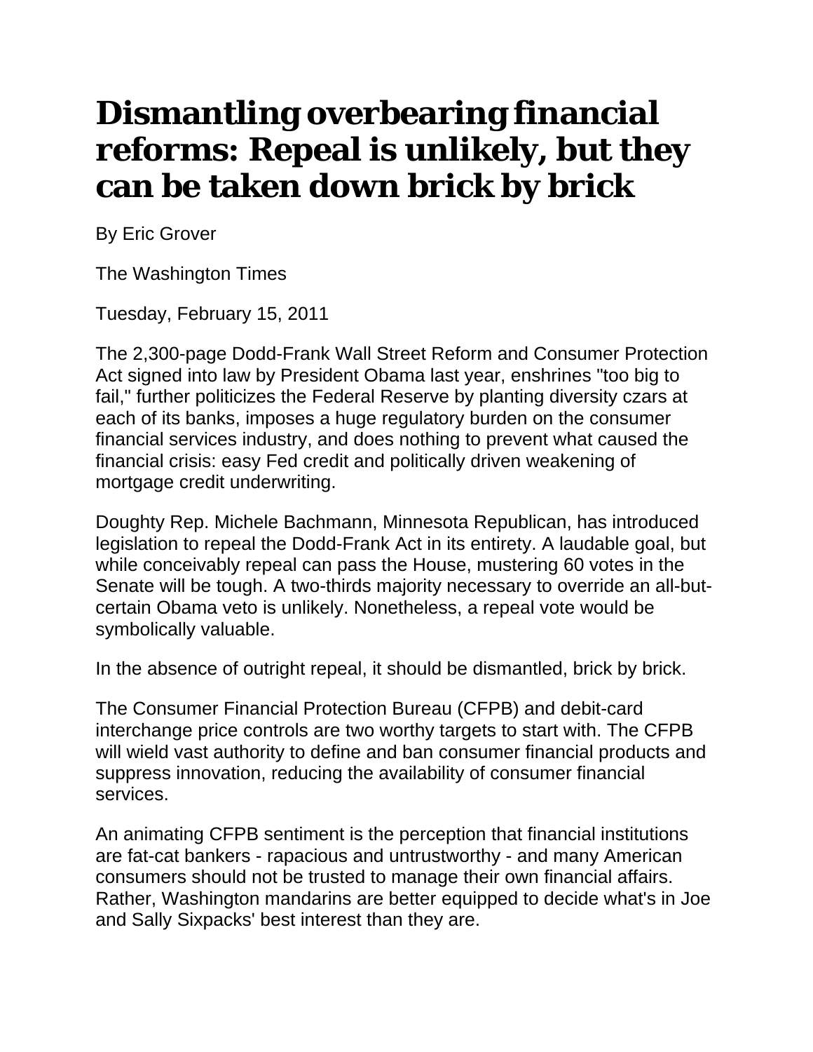# Dismantling overbearing financial reforms: Repeal is unlikely, but they can be taken down brick by brick

By Eric Grover

The Washington Times

Tuesday, February 15, 2011

The 2,300-page Dodd-Frank Wall Street Reform and Consumer Protection Act signed into law by President Obama last year, enshrines "too big to fail," further politicizes the Federal Reserve by planting diversity czars at each of its banks, imposes a huge regulatory burden on the consumer financial services industry, and does nothing to prevent what caused the financial crisis: easy Fed credit and politically driven weakening of mortgage credit underwriting.

Doughty Rep. Michele Bachmann, Minnesota Republican, has introduced legislation to repeal the Dodd-Frank Act in its entirety. A laudable goal, but while conceivably repeal can pass the House, mustering 60 votes in the Senate will be tough. A two-thirds majority necessary to override an all-but-certain Obama veto is unlikely. Nonetheless, a repeal vote would be symbolically valuable.

In the absence of outright repeal, it should be dismantled, brick by brick.

The Consumer Financial Protection Bureau (CFPB) and debit-card interchange price controls are two worthy targets to start with. The CFPB will wield vast authority to define and ban consumer financial products and suppress innovation, reducing the availability of consumer financial services.

An animating CFPB sentiment is the perception that financial institutions are fat-cat bankers - rapacious and untrustworthy - and many American consumers should not be trusted to manage their own financial affairs. Rather, Washington mandarins are better equipped to decide what's in Joe and Sally Sixpacks' best interest than they are.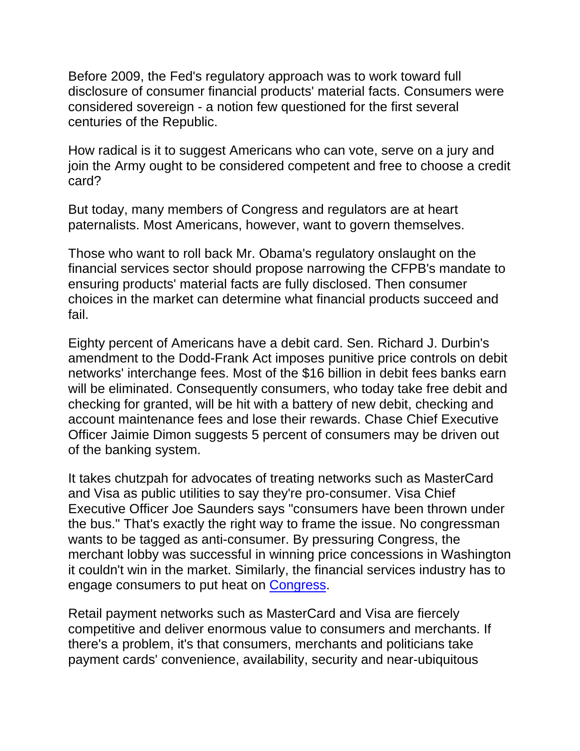Before 2009, the Fed's regulatory approach was to work toward full disclosure of consumer financial products' material facts. Consumers were considered sovereign - a notion few questioned for the first several centuries of the Republic.

How radical is it to suggest Americans who can vote, serve on a jury and join the Army ought to be considered competent and free to choose a credit card?

But today, many members of Congress and regulators are at heart paternalists. Most Americans, however, want to govern themselves.

Those who want to roll back Mr. Obama's regulatory onslaught on the financial services sector should propose narrowing the CFPB's mandate to ensuring products' material facts are fully disclosed. Then consumer choices in the market can determine what financial products succeed and fail.

Eighty percent of Americans have a debit card. Sen. Richard J. Durbin's amendment to the Dodd-Frank Act imposes punitive price controls on debit networks' interchange fees. Most of the $16 billion in debit fees banks earn will be eliminated. Consequently consumers, who today take free debit and checking for granted, will be hit with a battery of new debit, checking and account maintenance fees and lose their rewards. Chase Chief Executive Officer Jaimie Dimon suggests 5 percent of consumers may be driven out of the banking system.

It takes chutzpah for advocates of treating networks such as MasterCard and Visa as public utilities to say they're pro-consumer. Visa Chief Executive Officer Joe Saunders says "consumers have been thrown under the bus." That's exactly the right way to frame the issue. No congressman wants to be tagged as anti-consumer. By pressuring Congress, the merchant lobby was successful in winning price concessions in Washington it couldn't win in the market. Similarly, the financial services industry has to engage consumers to put heat on Congress.

Retail payment networks such as MasterCard and Visa are fiercely competitive and deliver enormous value to consumers and merchants. If there's a problem, it's that consumers, merchants and politicians take payment cards' convenience, availability, security and near-ubiquitous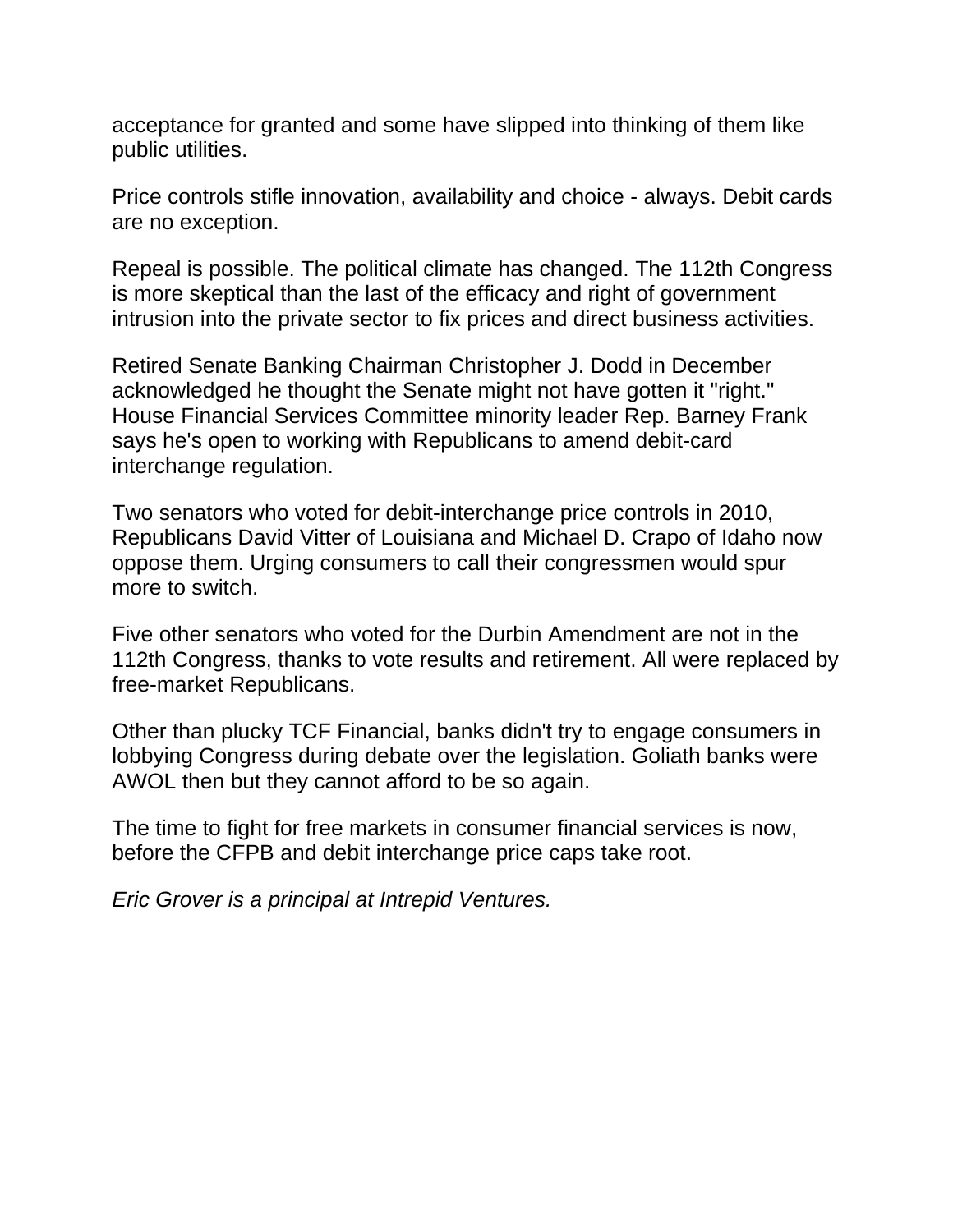acceptance for granted and some have slipped into thinking of them like public utilities.

Price controls stifle innovation, availability and choice - always. Debit cards are no exception.

Repeal is possible. The political climate has changed. The 112th Congress is more skeptical than the last of the efficacy and right of government intrusion into the private sector to fix prices and direct business activities.

Retired Senate Banking Chairman Christopher J. Dodd in December acknowledged he thought the Senate might not have gotten it "right." House Financial Services Committee minority leader Rep. Barney Frank says he's open to working with Republicans to amend debit-card interchange regulation.

Two senators who voted for debit-interchange price controls in 2010, Republicans David Vitter of Louisiana and Michael D. Crapo of Idaho now oppose them. Urging consumers to call their congressmen would spur more to switch.

Five other senators who voted for the Durbin Amendment are not in the 112th Congress, thanks to vote results and retirement. All were replaced by free-market Republicans.

Other than plucky TCF Financial, banks didn't try to engage consumers in lobbying Congress during debate over the legislation. Goliath banks were AWOL then but they cannot afford to be so again.

The time to fight for free markets in consumer financial services is now, before the CFPB and debit interchange price caps take root.

*Eric Grover is a principal at Intrepid Ventures.*